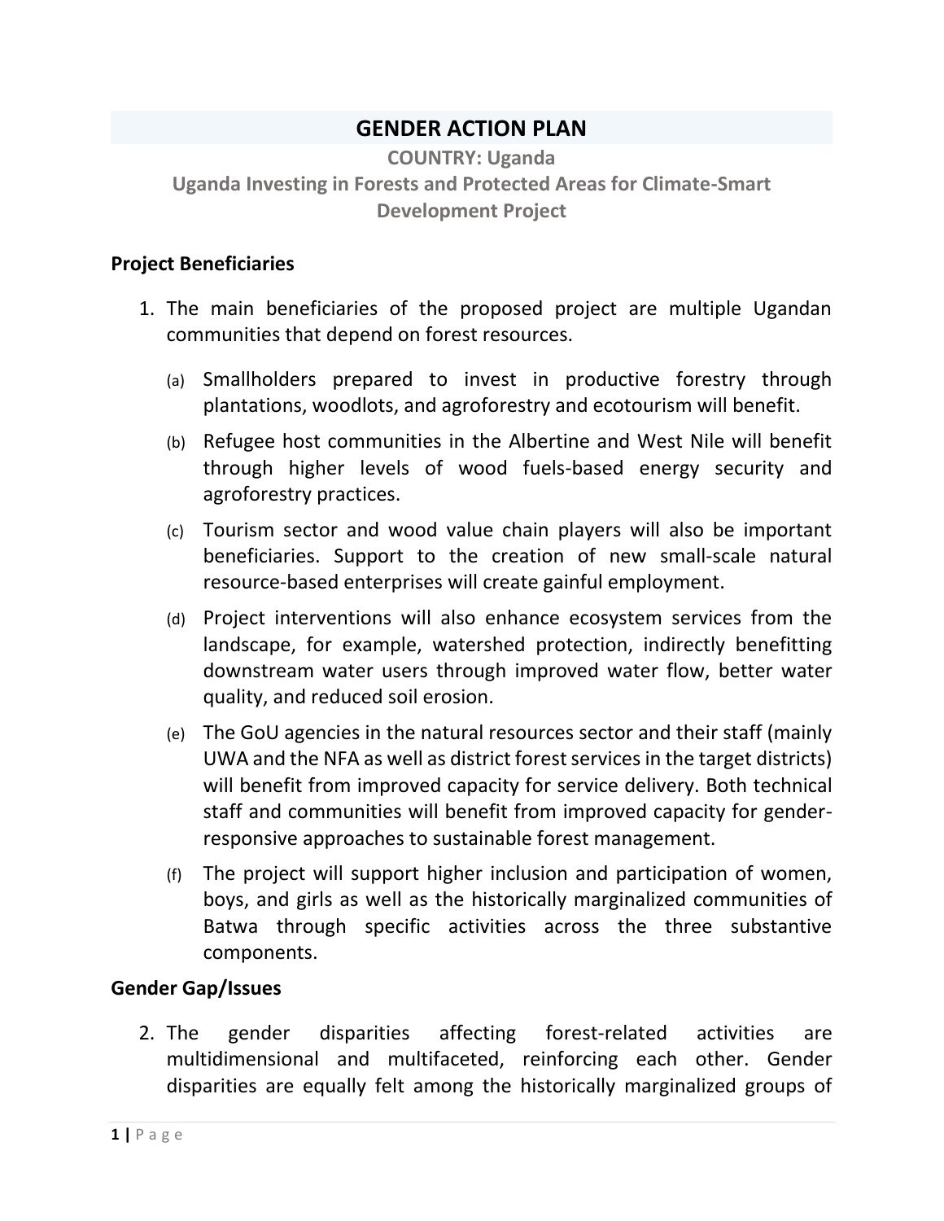# GENDER ACTION PLAN

**COUNTRY: Uganda**

**Uganda Investing in Forests and Protected Areas for Climate-Smart Development Project**

## Project Beneficiaries

1. The main beneficiaries of the proposed project are multiple Ugandan communities that depend on forest resources.

   (a) Smallholders prepared to invest in productive forestry through plantations, woodlots, and agroforestry and ecotourism will benefit.

   (b) Refugee host communities in the Albertine and West Nile will benefit through higher levels of wood fuels-based energy security and agroforestry practices.

   (c) Tourism sector and wood value chain players will also be important beneficiaries. Support to the creation of new small-scale natural resource-based enterprises will create gainful employment.

   (d) Project interventions will also enhance ecosystem services from the landscape, for example, watershed protection, indirectly benefitting downstream water users through improved water flow, better water quality, and reduced soil erosion.

   (e) The GoU agencies in the natural resources sector and their staff (mainly UWA and the NFA as well as district forest services in the target districts) will benefit from improved capacity for service delivery. Both technical staff and communities will benefit from improved capacity for gender-responsive approaches to sustainable forest management.

   (f) The project will support higher inclusion and participation of women, boys, and girls as well as the historically marginalized communities of Batwa through specific activities across the three substantive components.

## Gender Gap/Issues

2. The gender disparities affecting forest-related activities are multidimensional and multifaceted, reinforcing each other. Gender disparities are equally felt among the historically marginalized groups of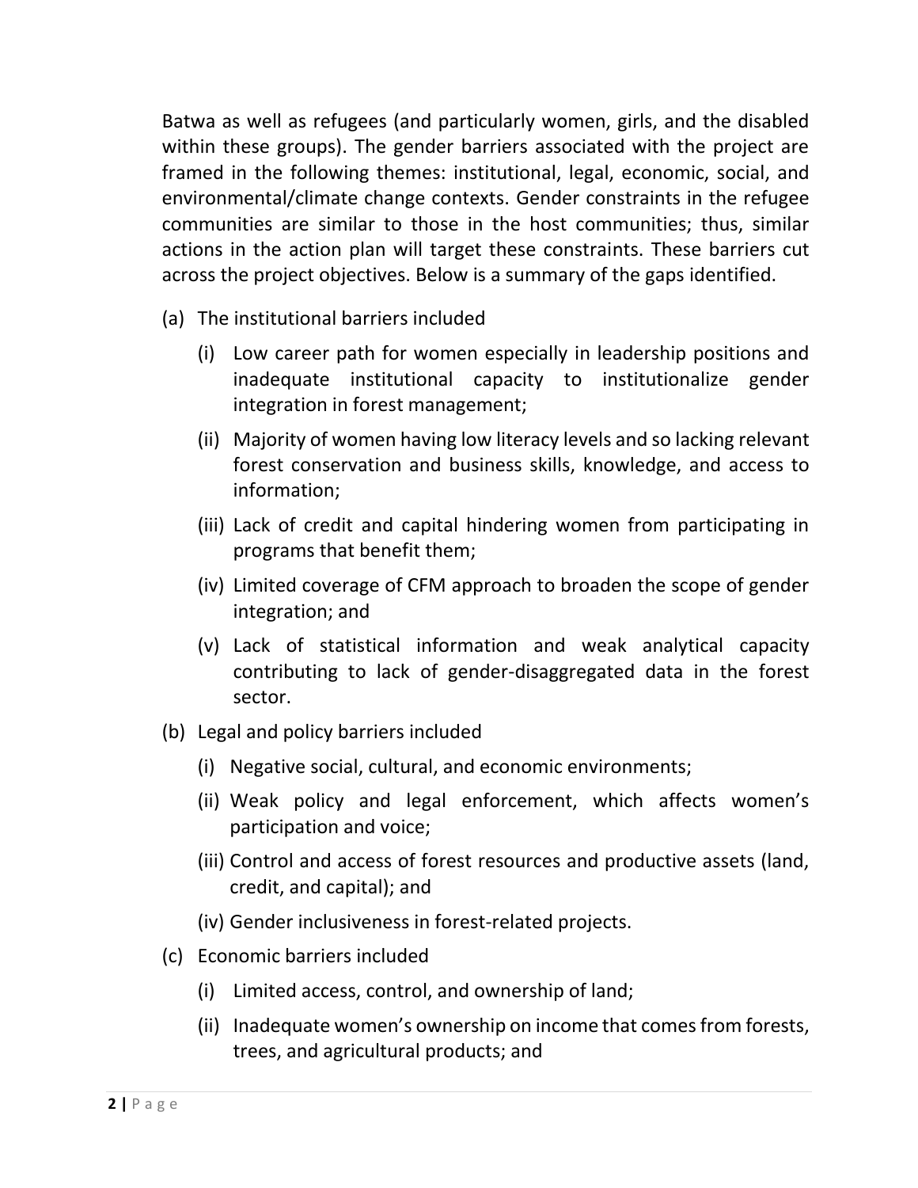Batwa as well as refugees (and particularly women, girls, and the disabled within these groups). The gender barriers associated with the project are framed in the following themes: institutional, legal, economic, social, and environmental/climate change contexts. Gender constraints in the refugee communities are similar to those in the host communities; thus, similar actions in the action plan will target these constraints. These barriers cut across the project objectives. Below is a summary of the gaps identified.

(a) The institutional barriers included

  (i) Low career path for women especially in leadership positions and inadequate institutional capacity to institutionalize gender integration in forest management;

  (ii) Majority of women having low literacy levels and so lacking relevant forest conservation and business skills, knowledge, and access to information;

  (iii) Lack of credit and capital hindering women from participating in programs that benefit them;

  (iv) Limited coverage of CFM approach to broaden the scope of gender integration; and

  (v) Lack of statistical information and weak analytical capacity contributing to lack of gender-disaggregated data in the forest sector.

(b) Legal and policy barriers included

  (i) Negative social, cultural, and economic environments;

  (ii) Weak policy and legal enforcement, which affects women's participation and voice;

  (iii) Control and access of forest resources and productive assets (land, credit, and capital); and

  (iv) Gender inclusiveness in forest-related projects.

(c) Economic barriers included

  (i) Limited access, control, and ownership of land;

  (ii) Inadequate women's ownership on income that comes from forests, trees, and agricultural products; and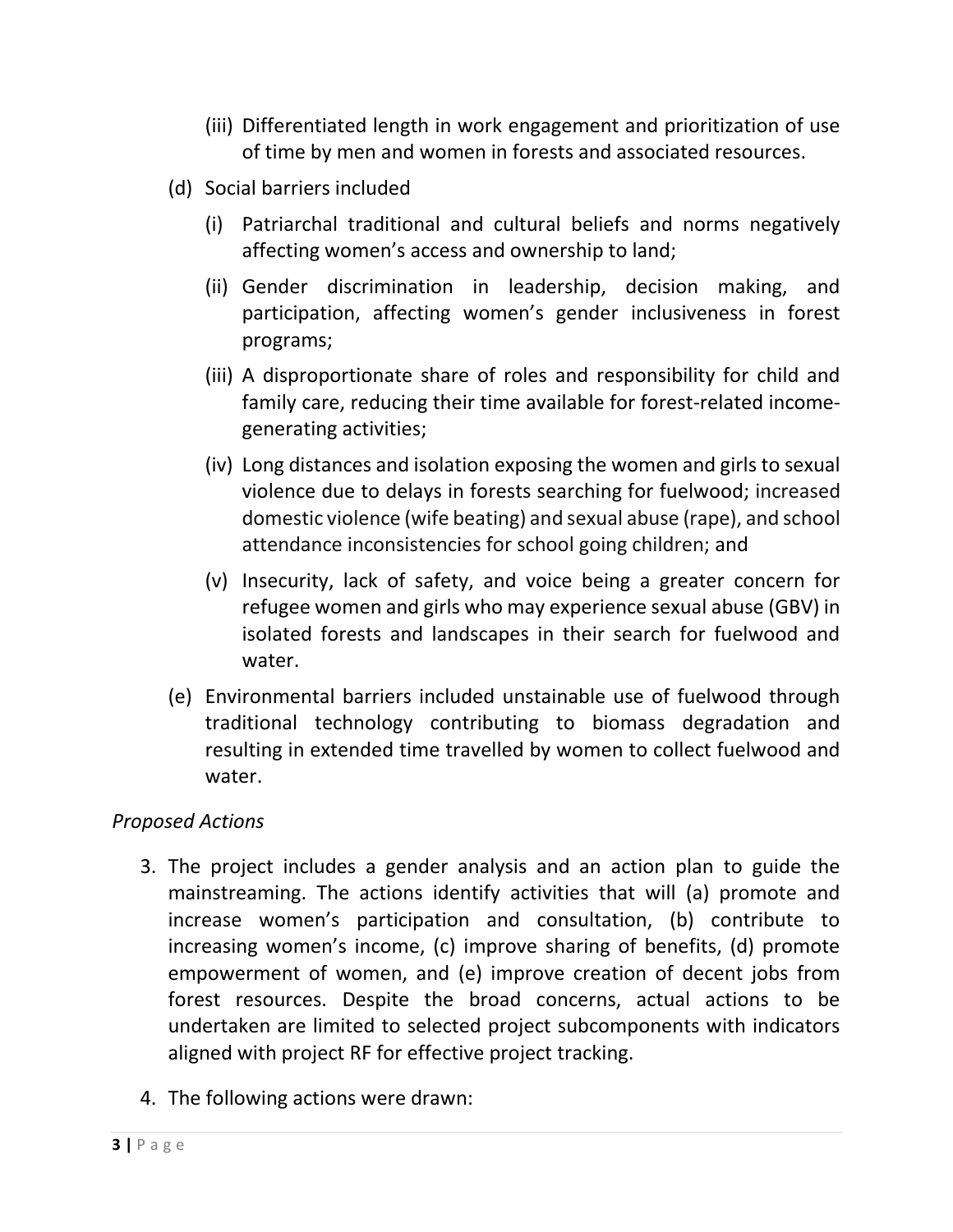(iii) Differentiated length in work engagement and prioritization of use of time by men and women in forests and associated resources.

(d) Social barriers included

(i) Patriarchal traditional and cultural beliefs and norms negatively affecting women's access and ownership to land;

(ii) Gender discrimination in leadership, decision making, and participation, affecting women's gender inclusiveness in forest programs;

(iii) A disproportionate share of roles and responsibility for child and family care, reducing their time available for forest-related income-generating activities;

(iv) Long distances and isolation exposing the women and girls to sexual violence due to delays in forests searching for fuelwood; increased domestic violence (wife beating) and sexual abuse (rape), and school attendance inconsistencies for school going children; and

(v) Insecurity, lack of safety, and voice being a greater concern for refugee women and girls who may experience sexual abuse (GBV) in isolated forests and landscapes in their search for fuelwood and water.

(e) Environmental barriers included unstainable use of fuelwood through traditional technology contributing to biomass degradation and resulting in extended time travelled by women to collect fuelwood and water.

*Proposed Actions*

3. The project includes a gender analysis and an action plan to guide the mainstreaming. The actions identify activities that will (a) promote and increase women's participation and consultation, (b) contribute to increasing women's income, (c) improve sharing of benefits, (d) promote empowerment of women, and (e) improve creation of decent jobs from forest resources. Despite the broad concerns, actual actions to be undertaken are limited to selected project subcomponents with indicators aligned with project RF for effective project tracking.

4. The following actions were drawn: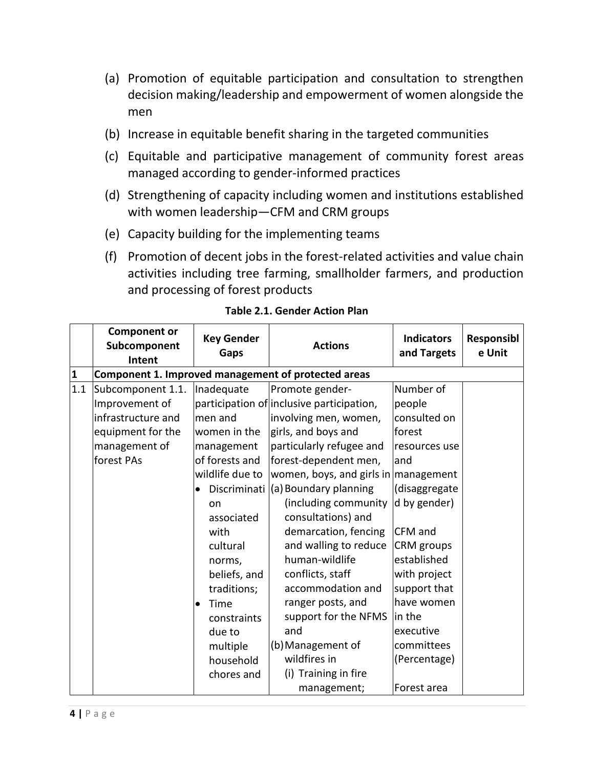(a) Promotion of equitable participation and consultation to strengthen decision making/leadership and empowerment of women alongside the men

(b) Increase in equitable benefit sharing in the targeted communities

(c) Equitable and participative management of community forest areas managed according to gender-informed practices

(d) Strengthening of capacity including women and institutions established with women leadership—CFM and CRM groups

(e) Capacity building for the implementing teams

(f) Promotion of decent jobs in the forest-related activities and value chain activities including tree farming, smallholder farmers, and production and processing of forest products

**Table 2.1. Gender Action Plan**

| | Component or Subcomponent Intent | Key Gender Gaps | Actions | Indicators and Targets | Responsible Unit |
|---|---|---|---|---|---|
| **1** | **Component 1. Improved management of protected areas** | | | | |
| 1.1 | Subcomponent 1.1. Improvement of infrastructure and equipment for the management of forest PAs | Inadequate participation of men and women in the management of forests and wildlife due to<br>• Discrimination associated with cultural norms, beliefs, and traditions;<br>• Time constraints due to multiple household chores and | Promote gender-inclusive participation, involving men, women, girls, and boys and particularly refugee and forest-dependent men, women, boys, and girls in<br>(a) Boundary planning (including community consultations) and demarcation, fencing and walling to reduce human-wildlife conflicts, staff accommodation and ranger posts, and support for the NFMS and<br>(b) Management of wildfires in<br>(i) Training in fire management; | Number of people consulted on forest resources use and management (disaggregated by gender)<br><br>CFM and CRM groups established with project support that have women in the executive committees (Percentage)<br><br>Forest area | |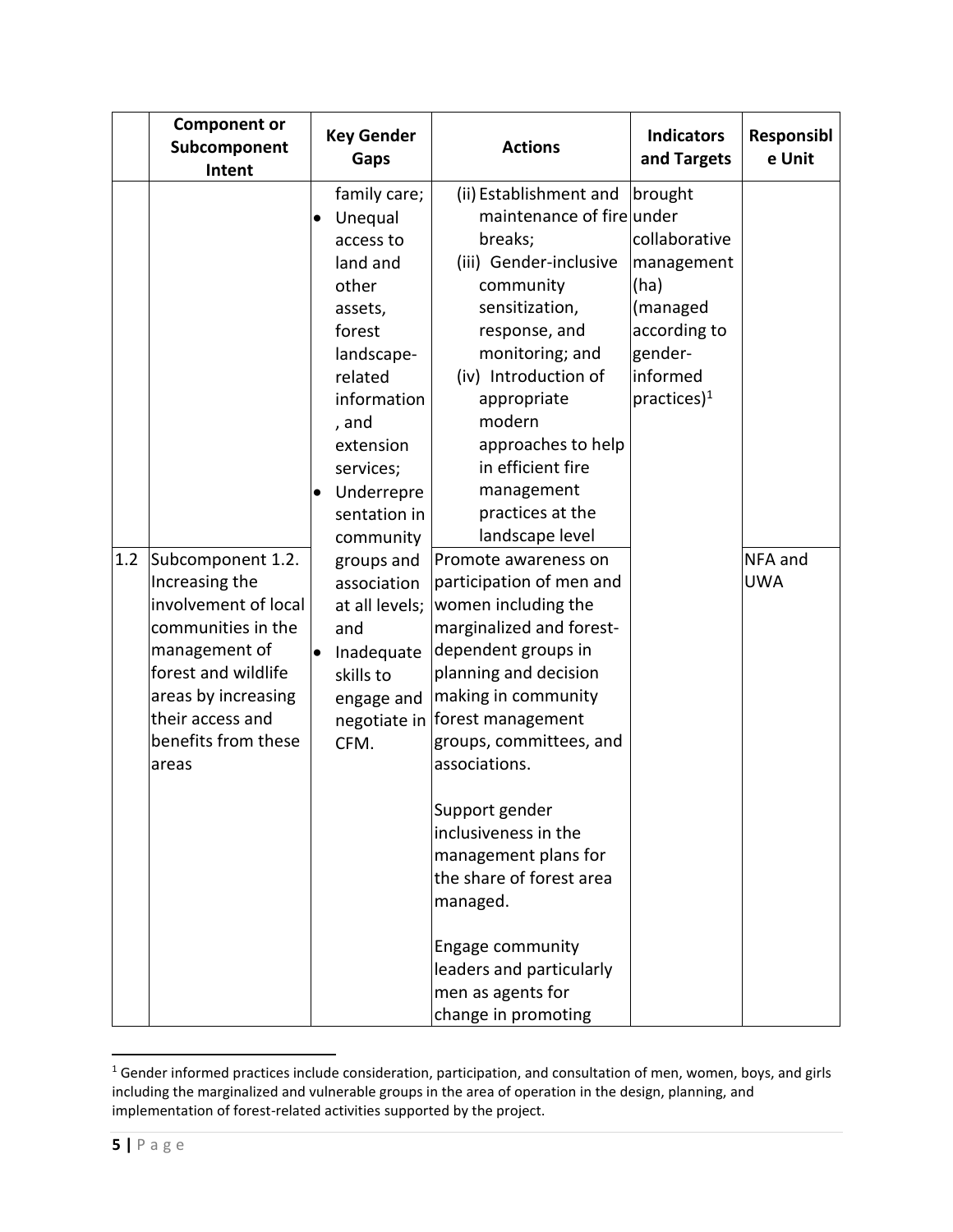| | Component or Subcomponent Intent | Key Gender Gaps | Actions | Indicators and Targets | Responsible Unit |
|---|---|---|---|---|---|
| | | family care;<br>• Unequal access to land and other assets, forest landscape-related information, and extension services;<br>• Underrepresentation in community groups and association at all levels; and<br>• Inadequate skills to engage and negotiate in CFM. | (ii) Establishment and maintenance of fire breaks;<br>(iii) Gender-inclusive community sensitization, response, and monitoring; and<br>(iv) Introduction of appropriate modern approaches to help in efficient fire management practices at the landscape level | brought under collaborative management (ha) (managed according to gender-informed practices)[1] | |
| 1.2 | Subcomponent 1.2. Increasing the involvement of local communities in the management of forest and wildlife areas by increasing their access and benefits from these areas | | Promote awareness on participation of men and women including the marginalized and forest-dependent groups in planning and decision making in community forest management groups, committees, and associations.<br><br>Support gender inclusiveness in the management plans for the share of forest area managed.<br><br>Engage community leaders and particularly men as agents for change in promoting | | NFA and UWA |

[1] Gender informed practices include consideration, participation, and consultation of men, women, boys, and girls including the marginalized and vulnerable groups in the area of operation in the design, planning, and implementation of forest-related activities supported by the project.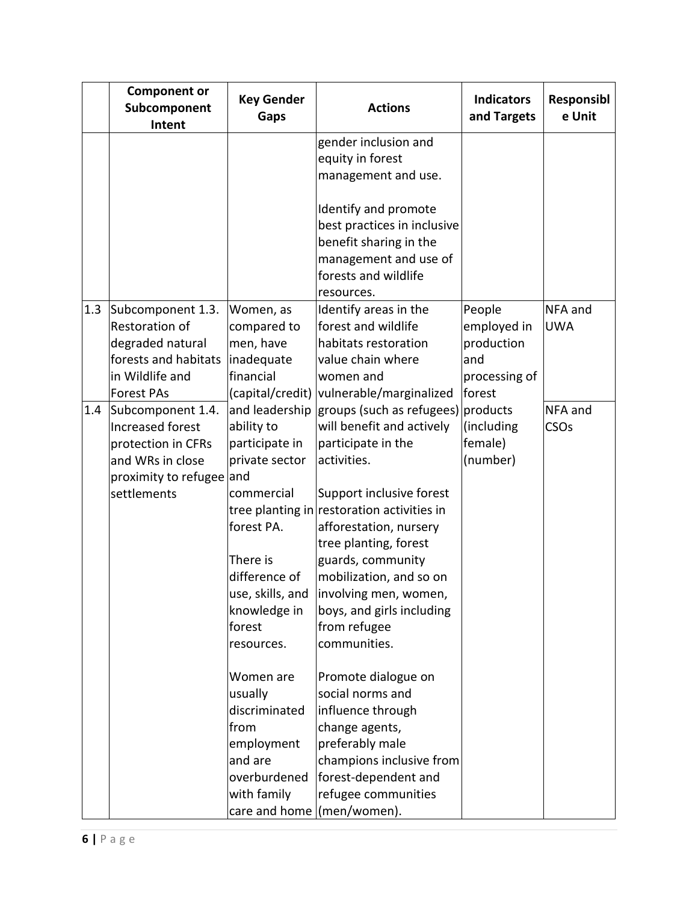|  | Component or Subcomponent Intent | Key Gender Gaps | Actions | Indicators and Targets | Responsible Unit |
| --- | --- | --- | --- | --- | --- |
|  |  |  | gender inclusion and equity in forest management and use.<br><br>Identify and promote best practices in inclusive benefit sharing in the management and use of forests and wildlife resources. |  |  |
| 1.3 | Subcomponent 1.3. Restoration of degraded natural forests and habitats in Wildlife and Forest PAs | Women, as compared to men, have inadequate financial (capital/credit) and leadership ability to participate in private sector and commercial tree planting in forest PA.<br><br>There is difference of use, skills, and knowledge in forest resources.<br><br>Women are usually discriminated from employment and are overburdened with family care and home | Identify areas in the forest and wildlife habitats restoration value chain where women and vulnerable/marginalized groups (such as refugees) will benefit and actively participate in the activities.<br><br>Support inclusive forest restoration activities in afforestation, nursery tree planting, forest guards, community mobilization, and so on involving men, women, boys, and girls including from refugee communities.<br><br>Promote dialogue on social norms and influence through change agents, preferably male champions inclusive from forest-dependent and refugee communities (men/women). | People employed in production and processing of forest products (including female) (number) | NFA and UWA |
| 1.4 | Subcomponent 1.4. Increased forest protection in CFRs and WRs in close proximity to refugee settlements |  |  |  | NFA and CSOs |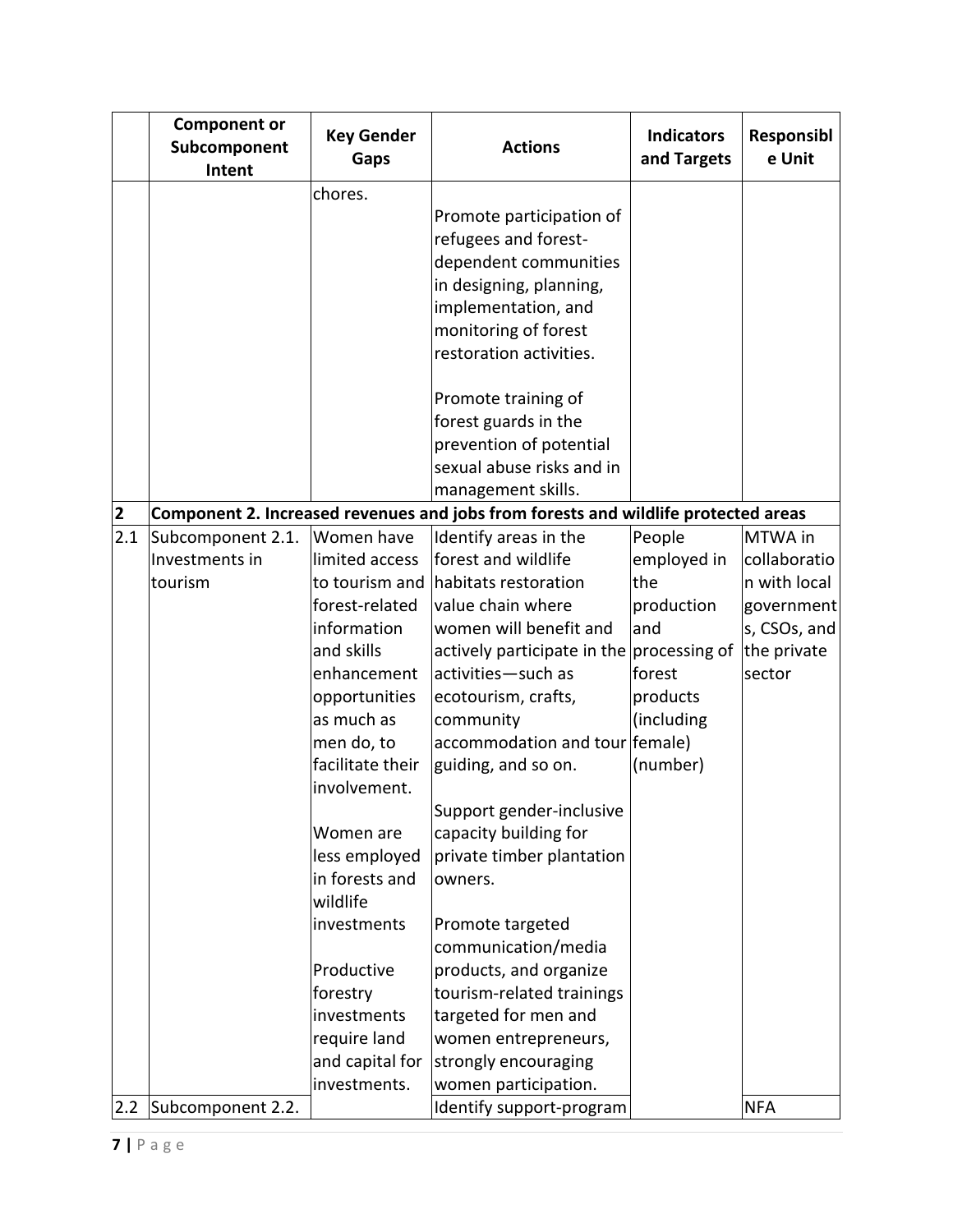| | Component or Subcomponent Intent | Key Gender Gaps | Actions | Indicators and Targets | Responsible Unit |
|---|---|---|---|---|---|
| | | chores. | Promote participation of refugees and forest-dependent communities in designing, planning, implementation, and monitoring of forest restoration activities.<br><br>Promote training of forest guards in the prevention of potential sexual abuse risks and in management skills. | | |
| **2** | **Component 2. Increased revenues and jobs from forests and wildlife protected areas** | | | | |
| 2.1 | Subcomponent 2.1. Investments in tourism | Women have limited access to tourism and forest-related information and skills enhancement opportunities as much as men do, to facilitate their involvement.<br><br>Women are less employed in forests and wildlife investments<br><br>Productive forestry investments require land and capital for investments. | Identify areas in the forest and wildlife habitats restoration value chain where women will benefit and actively participate in the activities—such as ecotourism, crafts, community accommodation and tour guiding, and so on.<br><br>Support gender-inclusive capacity building for private timber plantation owners.<br><br>Promote targeted communication/media products, and organize tourism-related trainings targeted for men and women entrepreneurs, strongly encouraging women participation. | People employed in the production and processing of forest products (including female) (number) | MTWA in collaboration with local governments, CSOs, and the private sector |
| 2.2 | Subcomponent 2.2. | | Identify support-program | | NFA |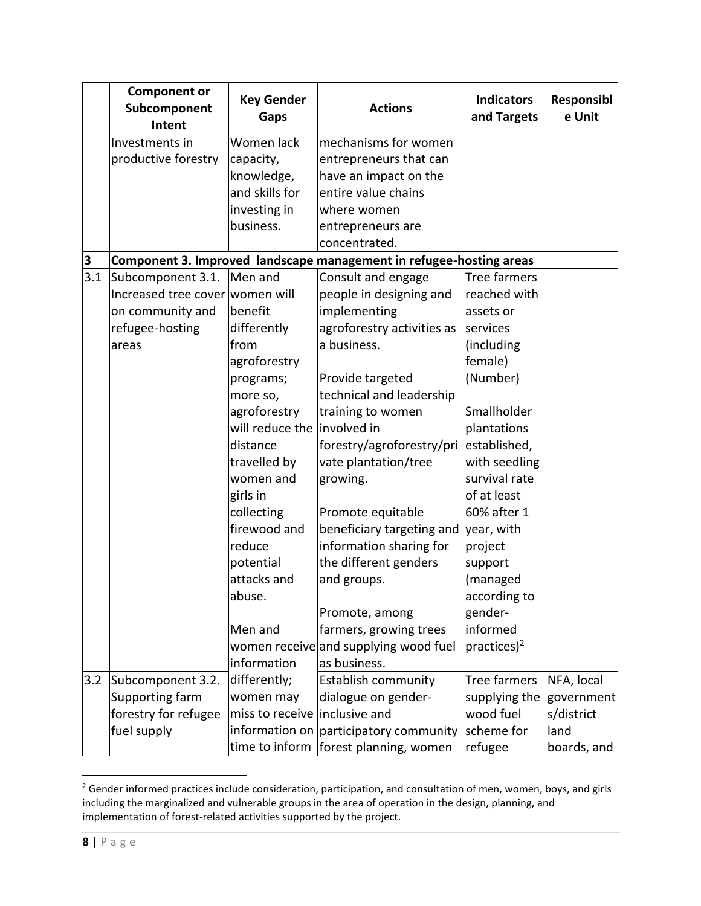| | Component or Subcomponent Intent | Key Gender Gaps | Actions | Indicators and Targets | Responsible Unit |
|---|---|---|---|---|---|
| | Investments in productive forestry | Women lack capacity, knowledge, and skills for investing in business. | mechanisms for women entrepreneurs that can have an impact on the entire value chains where women entrepreneurs are concentrated. | | |
| **3** | **Component 3. Improved landscape management in refugee-hosting areas** | | | | |
| 3.1 | Subcomponent 3.1. Increased tree cover on community and refugee-hosting areas | Men and women will benefit differently from agroforestry programs; more so, agroforestry will reduce the distance travelled by women and girls in collecting firewood and reduce potential attacks and abuse.<br><br>Men and women receive information differently; | Consult and engage people in designing and implementing agroforestry activities as a business.<br><br>Provide targeted technical and leadership training to women involved in forestry/agroforestry/private plantation/tree growing.<br><br>Promote equitable beneficiary targeting and information sharing for the different genders and groups.<br><br>Promote, among farmers, growing trees and supplying wood fuel as business. | Tree farmers reached with assets or services (including female) (Number)<br><br>Smallholder plantations established, with seedling survival rate of at least 60% after 1 year, with project support (managed according to gender-informed practices)[2] | |
| 3.2 | Subcomponent 3.2. Supporting farm forestry for refugee fuel supply | women may miss to receive information on time to inform | Establish community dialogue on gender-inclusive and participatory community forest planning, women | Tree farmers supplying the wood fuel scheme for refugee | NFA, local governments/district land boards, and |

[2] Gender informed practices include consideration, participation, and consultation of men, women, boys, and girls including the marginalized and vulnerable groups in the area of operation in the design, planning, and implementation of forest-related activities supported by the project.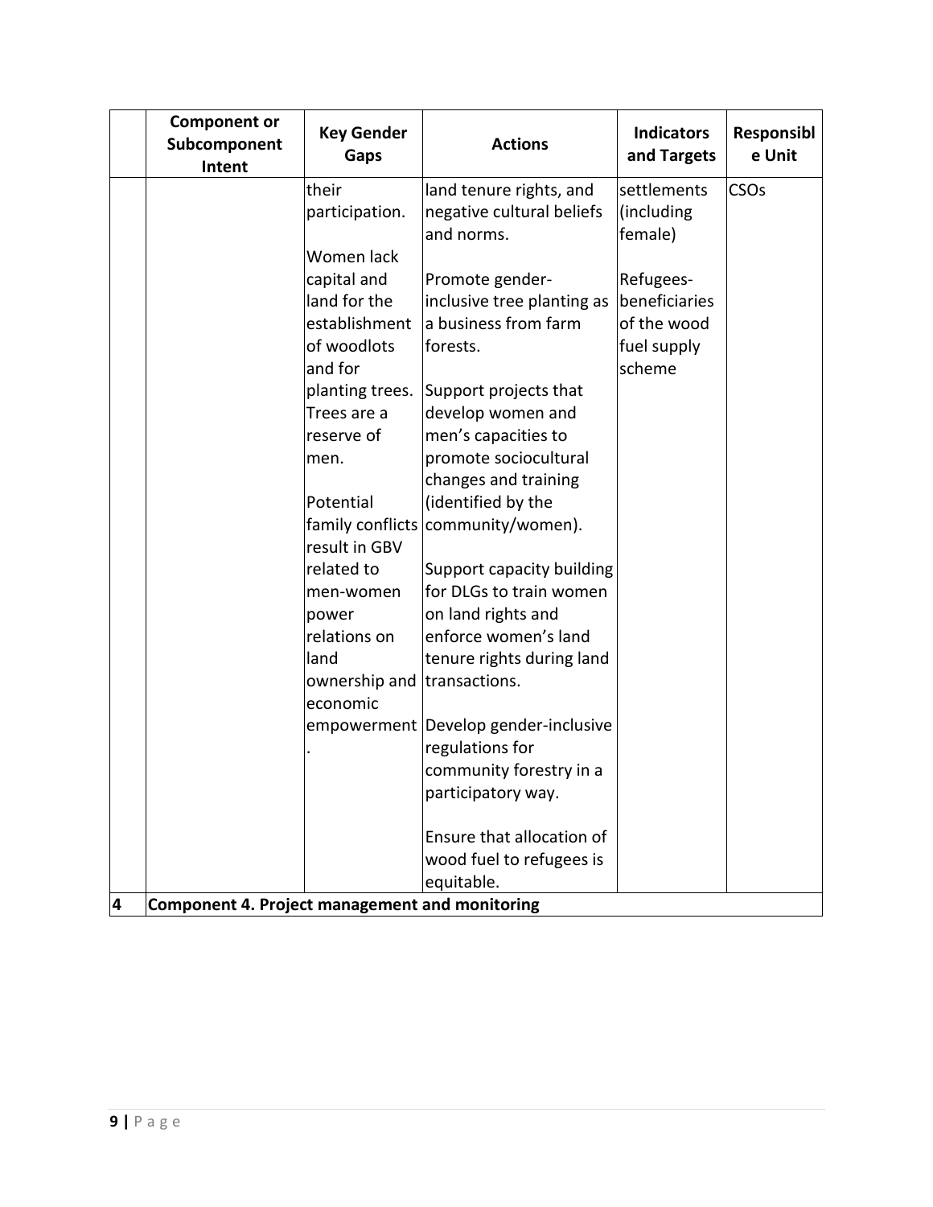| | Component or Subcomponent Intent | Key Gender Gaps | Actions | Indicators and Targets | Responsible Unit |
|---|---|---|---|---|---|
| | | their participation.<br><br>Women lack capital and land for the establishment of woodlots and for planting trees. Trees are a reserve of men.<br><br>Potential family conflicts result in GBV related to men-women power relations on land ownership and economic empowerment. | land tenure rights, and negative cultural beliefs and norms.<br><br>Promote gender-inclusive tree planting as a business from farm forests.<br><br>Support projects that develop women and men's capacities to promote sociocultural changes and training (identified by the community/women).<br><br>Support capacity building for DLGs to train women on land rights and enforce women's land tenure rights during land transactions.<br><br>Develop gender-inclusive regulations for community forestry in a participatory way.<br><br>Ensure that allocation of wood fuel to refugees is equitable. | settlements (including female)<br><br>Refugees-beneficiaries of the wood fuel supply scheme | CSOs |
| **4** | **Component 4. Project management and monitoring** | | | | |